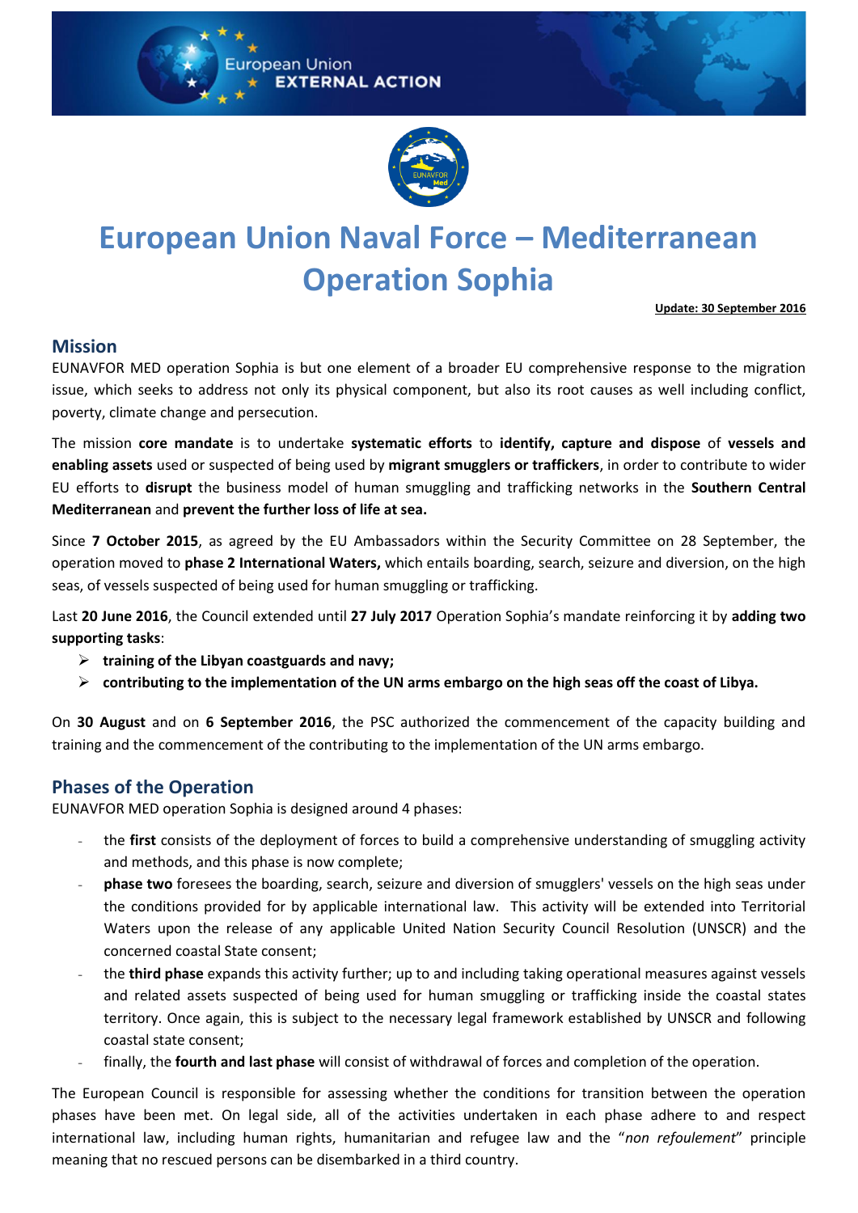# European Union Naval Force – Mediterranean Operation Sophia

**Update: 30 September 2016**

## Mission

EUNAVFOR MED operation Sophia is but one element of a broader EU comprehensive response to the migration issue, which seeks to address not only its physical component, but also its root causes as well including conflict, poverty, climate change and persecution.

The mission **core mandate** is to undertake **systematic efforts** to **identify, capture and dispose** of **vessels and enabling assets** used or suspected of being used by **migrant smugglers or traffickers**, in order to contribute to wider EU efforts to **disrupt** the business model of human smuggling and trafficking networks in the **Southern Central Mediterranean** and **prevent the further loss of life at sea.**

Since **7 October 2015**, as agreed by the EU Ambassadors within the Security Committee on 28 September, the operation moved to **phase 2 International Waters,** which entails boarding, search, seizure and diversion, on the high seas, of vessels suspected of being used for human smuggling or trafficking.

Last **20 June 2016**, the Council extended until **27 July 2017** Operation Sophia's mandate reinforcing it by **adding two supporting tasks**:

- **training of the Libyan coastguards and navy;**
- **contributing to the implementation of the UN arms embargo on the high seas off the coast of Libya.**

On **30 August** and on **6 September 2016**, the PSC authorized the commencement of the capacity building and training and the commencement of the contributing to the implementation of the UN arms embargo.

## Phases of the Operation

EUNAVFOR MED operation Sophia is designed around 4 phases:

- the **first** consists of the deployment of forces to build a comprehensive understanding of smuggling activity and methods, and this phase is now complete;
- **phase two** foresees the boarding, search, seizure and diversion of smugglers' vessels on the high seas under the conditions provided for by applicable international law. This activity will be extended into Territorial Waters upon the release of any applicable United Nation Security Council Resolution (UNSCR) and the concerned coastal State consent;
- the **third phase** expands this activity further; up to and including taking operational measures against vessels and related assets suspected of being used for human smuggling or trafficking inside the coastal states territory. Once again, this is subject to the necessary legal framework established by UNSCR and following coastal state consent;
- finally, the **fourth and last phase** will consist of withdrawal of forces and completion of the operation.

The European Council is responsible for assessing whether the conditions for transition between the operation phases have been met. On legal side, all of the activities undertaken in each phase adhere to and respect international law, including human rights, humanitarian and refugee law and the "*non refoulement*" principle meaning that no rescued persons can be disembarked in a third country.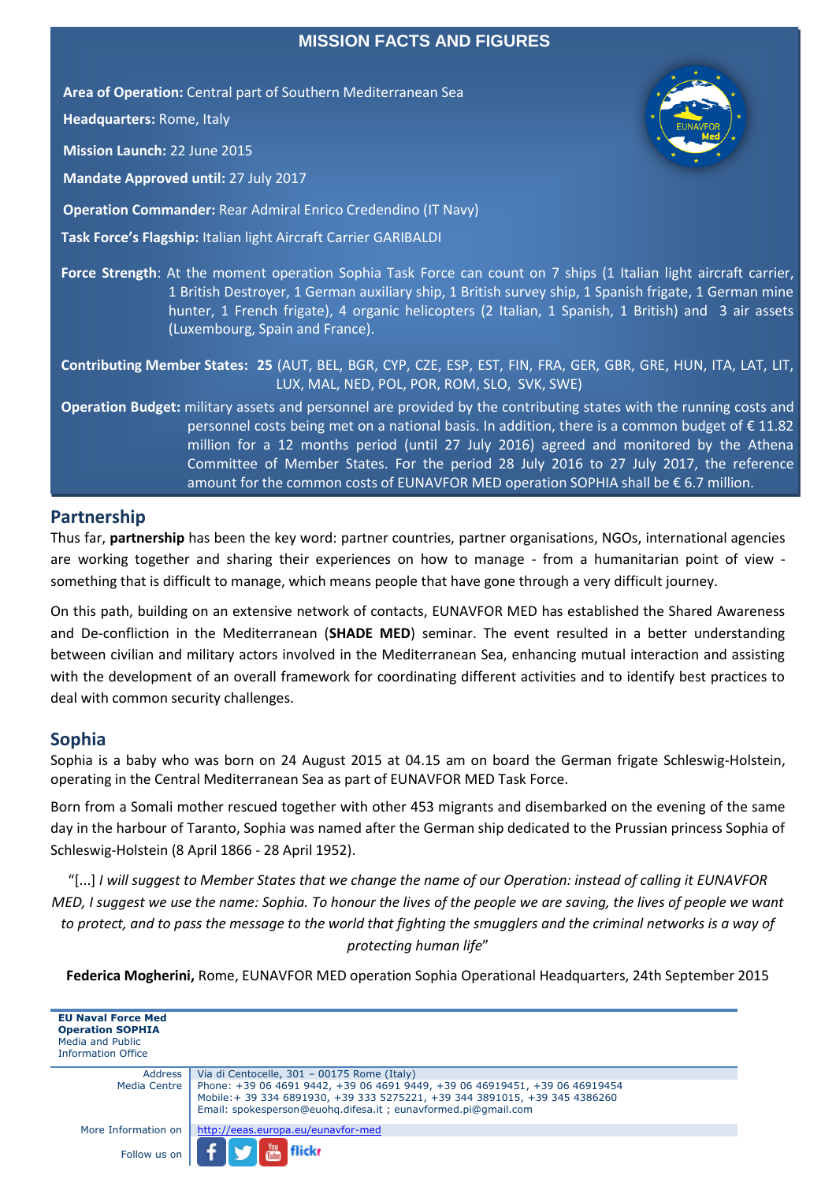## MISSION FACTS AND FIGURES

**Area of Operation:** Central part of Southern Mediterranean Sea

**Headquarters:** Rome, Italy

**Mission Launch:** 22 June 2015

**Mandate Approved until:** 27 July 2017

**Operation Commander:** Rear Admiral Enrico Credendino (IT Navy)

**Task Force's Flagship:** Italian light Aircraft Carrier GARIBALDI

**Force Strength**: At the moment operation Sophia Task Force can count on 7 ships (1 Italian light aircraft carrier, 1 British Destroyer, 1 German auxiliary ship, 1 British survey ship, 1 Spanish frigate, 1 German mine hunter, 1 French frigate), 4 organic helicopters (2 Italian, 1 Spanish, 1 British) and 3 air assets (Luxembourg, Spain and France).

**Contributing Member States: 25** (AUT, BEL, BGR, CYP, CZE, ESP, EST, FIN, FRA, GER, GBR, GRE, HUN, ITA, LAT, LIT, LUX, MAL, NED, POL, POR, ROM, SLO, SVK, SWE)

**Operation Budget:** military assets and personnel are provided by the contributing states with the running costs and personnel costs being met on a national basis. In addition, there is a common budget of € 11.82 million for a 12 months period (until 27 July 2016) agreed and monitored by the Athena Committee of Member States. For the period 28 July 2016 to 27 July 2017, the reference amount for the common costs of EUNAVFOR MED operation SOPHIA shall be € 6.7 million.

## Partnership

Thus far, **partnership** has been the key word: partner countries, partner organisations, NGOs, international agencies are working together and sharing their experiences on how to manage - from a humanitarian point of view - something that is difficult to manage, which means people that have gone through a very difficult journey.

On this path, building on an extensive network of contacts, EUNAVFOR MED has established the Shared Awareness and De-confliction in the Mediterranean (**SHADE MED**) seminar. The event resulted in a better understanding between civilian and military actors involved in the Mediterranean Sea, enhancing mutual interaction and assisting with the development of an overall framework for coordinating different activities and to identify best practices to deal with common security challenges.

## Sophia

Sophia is a baby who was born on 24 August 2015 at 04.15 am on board the German frigate Schleswig-Holstein, operating in the Central Mediterranean Sea as part of EUNAVFOR MED Task Force.

Born from a Somali mother rescued together with other 453 migrants and disembarked on the evening of the same day in the harbour of Taranto, Sophia was named after the German ship dedicated to the Prussian princess Sophia of Schleswig-Holstein (8 April 1866 - 28 April 1952).

"[...] *I will suggest to Member States that we change the name of our Operation: instead of calling it EUNAVFOR MED, I suggest we use the name: Sophia. To honour the lives of the people we are saving, the lives of people we want to protect, and to pass the message to the world that fighting the smugglers and the criminal networks is a way of protecting human life*"

**Federica Mogherini,** Rome, EUNAVFOR MED operation Sophia Operational Headquarters, 24th September 2015

**EU Naval Force Med**
**Operation SOPHIA**
Media and Public
Information Office

| | |
|---|---|
| Address | Via di Centocelle, 301 – 00175 Rome (Italy) |
| Media Centre | Phone: +39 06 4691 9442, +39 06 4691 9449, +39 06 46919451, +39 06 46919454<br>Mobile:+ 39 334 6891930, +39 333 5275221, +39 344 3891015, +39 345 4386260<br>Email: spokesperson@euohq.difesa.it ; eunavformed.pi@gmail.com |
| More Information on | http://eeas.europa.eu/eunavfor-med |
| Follow us on | |